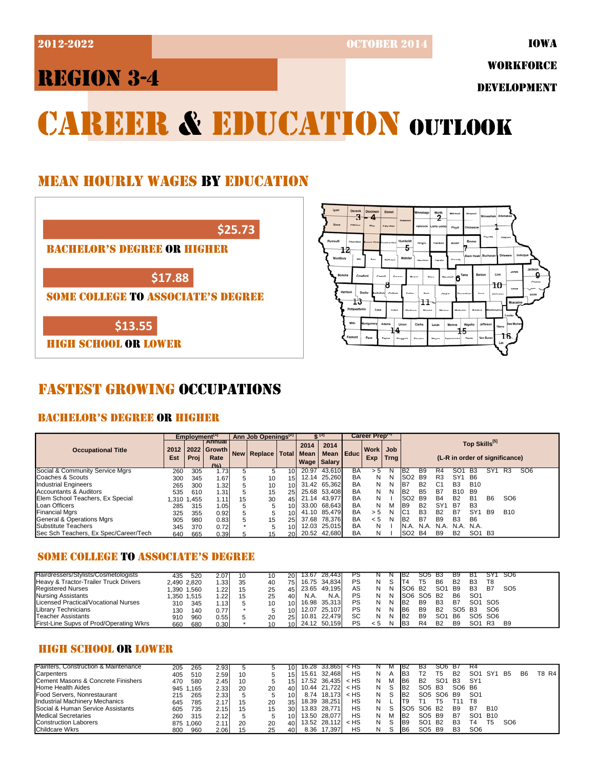2012-2022 | OCTOBER 2014 | IOWA WORKFORCE DEVELOPMENT

# REGION 3-4

# CAREER & EDUCATION OUTLOOK

## MEAN HOURLY WAGES BY EDUCATION

**$25.73** — BACHELOR'S DEGREE OR HIGHER

**$17.88** — SOME COLLEGE TO ASSOCIATE'S DEGREE

**$13.55** — HIGH SCHOOL OR LOWER

## FASTEST GROWING OCCUPATIONS

### BACHELOR'S DEGREE OR HIGHER

| Occupational Title | Employment[1] 2012 Est | 2022 Proj | Annual Growth Rate (%) | Ann Job Openings[2] New | Replace | Total | $[3] 2014 Mean Wage | 2014 Mean Salary | Career Prep[4] Educ | Work Exp | Job Trng | Top Skills[5] (L-R in order of significance) |
|---|---|---|---|---|---|---|---|---|---|---|---|---|
| Social & Community Service Mgrs | 260 | 305 | 1.73 | 5 | 5 | 10 | 20.97 | 43,610 | BA | > 5 | N | B2 B9 R4 SO1 B3 SY1 R3 SO6 |
| Coaches & Scouts | 300 | 345 | 1.67 | 5 | 10 | 15 | 12.14 | 25,260 | BA | N | N | SO2 B9 R3 SY1 B6 |
| Industrial Engineers | 265 | 300 | 1.32 | 5 | 10 | 10 | 31.42 | 65,362 | BA | N | N | B7 B2 C1 B3 B10 |
| Accountants & Auditors | 535 | 610 | 1.31 | 5 | 15 | 25 | 25.68 | 53,408 | BA | N | N | B2 B5 B7 B10 B9 |
| Elem School Teachers, Ex Special | 1,310 | 1,455 | 1.11 | 15 | 30 | 45 | 21.14 | 43,977 | BA | N | I | SO2 B9 B4 B2 B1 B6 SO6 |
| Loan Officers | 285 | 315 | 1.05 | 5 | 5 | 10 | 33.00 | 68,643 | BA | N | M | B9 B2 SY1 B7 B3 |
| Financial Mgrs | 325 | 355 | 0.92 | 5 | 5 | 10 | 41.10 | 85,479 | BA | > 5 | N | C1 B3 B2 B7 SY1 B9 B10 |
| General & Operations Mgrs | 905 | 980 | 0.83 | 5 | 15 | 25 | 37.68 | 78,376 | BA | < 5 | N | B2 B7 B9 B3 B6 |
| Substitute Teachers | 345 | 370 | 0.72 | * | 5 | 10 | 12.03 | 25,015 | BA | N | I | N.A. N.A. N.A. N.A. N.A. |
| Sec Sch Teachers, Ex Spec/Career/Tech | 640 | 665 | 0.39 | 5 | 15 | 20 | 20.52 | 42,680 | BA | N | I | SO2 B4 B9 B2 SO1 B3 |

### SOME COLLEGE TO ASSOCIATE'S DEGREE

| Occupational Title | 2012 Est | 2022 Proj | Annual Growth Rate (%) | New | Replace | Total | 2014 Mean Wage | 2014 Mean Salary | Educ | Work Exp | Job Trng | Top Skills |
|---|---|---|---|---|---|---|---|---|---|---|---|---|
| Hairdressers/Stylists/Cosmetologists | 435 | 520 | 2.07 | 10 | 10 | 20 | 13.67 | 28,443 | PS | N | N | B2 SO5 B3 B9 B1 SY1 SO6 |
| Heavy & Tractor-Trailer Truck Drivers | 2,490 | 2,820 | 1.33 | 35 | 40 | 75 | 16.75 | 34,834 | PS | N | S | T4 T5 B6 B2 B3 T8 |
| Registered Nurses | 1,390 | 1,560 | 1.22 | 15 | 25 | 45 | 23.65 | 49,195 | AS | N | N | SO6 B2 SO1 B9 B3 B7 SO5 |
| Nursing Assistants | 1,350 | 1,515 | 1.22 | 15 | 25 | 40 | N.A. | N.A. | PS | N | N | SO6 SO5 B2 B6 SO1 |
| Licensed Practical/Vocational Nurses | 310 | 345 | 1.13 | 5 | 10 | 10 | 16.98 | 35,313 | PS | N | N | B2 B9 B3 B7 SO1 SO5 |
| Library Technicians | 130 | 140 | 0.77 | * | 5 | 10 | 12.07 | 25,107 | PS | N | N | B6 B9 B2 SO5 B3 SO6 |
| Teacher Assistants | 910 | 960 | 0.55 | 5 | 20 | 25 | 10.81 | 22,479 | SC | N | N | B2 B9 SO1 B6 SO5 SO6 |
| First-Line Supvs of Prod/Operating Wkrs | 660 | 680 | 0.30 | * | 10 | 10 | 24.12 | 50,159 | PS | < 5 | N | B3 R4 B2 B9 SO1 R3 B9 |

### HIGH SCHOOL OR LOWER

| Occupational Title | 2012 Est | 2022 Proj | Annual Growth Rate (%) | New | Replace | Total | 2014 Mean Wage | 2014 Mean Salary | Educ | Work Exp | Job Trng | Top Skills |
|---|---|---|---|---|---|---|---|---|---|---|---|---|
| Painters, Construction & Maintenance | 205 | 265 | 2.93 | 5 | 5 | 10 | 16.28 | 33,865 | < HS | N | M | B2 B3 SO6 B7 R4 |
| Carpenters | 405 | 510 | 2.59 | 10 | 5 | 15 | 15.61 | 32,468 | HS | N | A | B3 T2 T5 B2 SO1 SY1 B5 B6 T8 R4 |
| Cement Masons & Concrete Finishers | 470 | 580 | 2.45 | 10 | 5 | 15 | 17.52 | 36,435 | < HS | N | M | B6 B2 SO1 B3 SY1 |
| Home Health Aides | 945 | 1,165 | 2.33 | 20 | 20 | 40 | 10.44 | 21,722 | < HS | N | S | B2 SO5 B3 SO6 B6 |
| Food Servers, Nonrestaurant | 215 | 265 | 2.33 | 5 | 5 | 10 | 8.74 | 18,173 | < HS | N | S | B2 SO5 SO6 B9 SO1 |
| Industrial Machinery Mechanics | 645 | 785 | 2.17 | 15 | 20 | 35 | 18.39 | 38,251 | HS | N | L | T9 T1 T5 T11 T8 |
| Social & Human Service Assistants | 605 | 735 | 2.15 | 15 | 15 | 30 | 13.83 | 28,771 | HS | N | S | SO5 SO6 B2 B9 B7 B10 |
| Medical Secretaries | 260 | 315 | 2.12 | 5 | 5 | 10 | 13.50 | 28,077 | HS | N | M | B2 SO5 B9 B7 SO1 B10 |
| Construction Laborers | 875 | 1,060 | 2.11 | 20 | 20 | 40 | 13.52 | 28,112 | < HS | N | S | B9 SO1 B2 B3 T4 T5 SO6 |
| Childcare Wkrs | 800 | 960 | 2.06 | 15 | 25 | 40 | 8.36 | 17,397 | HS | N | S | B6 SO5 B9 B3 SO6 |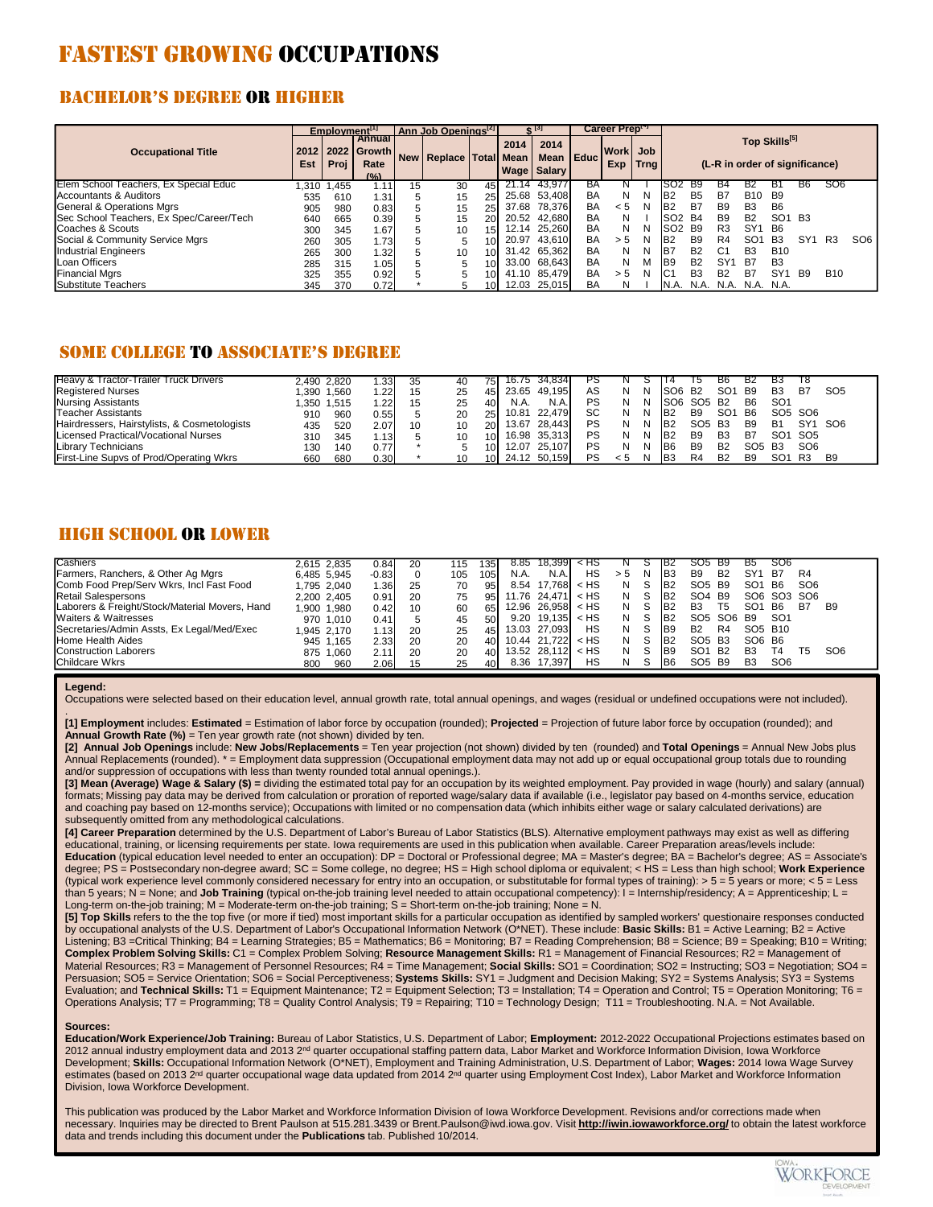# FASTEST GROWING OCCUPATIONS

## BACHELOR'S DEGREE OR HIGHER

| Occupational Title | Employment[1] | | | Ann Job Openings[2] | | | $ [3] | | Career Prep[4] | | | Top Skills[5] | | | | | | | |
|---|---|---|---|---|---|---|---|---|---|---|---|---|---|---|---|---|---|---|---|
| | 2012 Est | 2022 Proj | Annual Growth Rate (%) | New | Replace | Total | 2014 Mean Wage | 2014 Mean Salary | Educ | Work Exp | Job Trng | (L-R in order of significance) | | | | | | | |
| Elem School Teachers, Ex Special Educ | 1,310 | 1,455 | 1.11 | 15 | 30 | 45 | 21.14 | 43,977 | BA | N | I | SO2 | B9 | B4 | B2 | B1 | B6 | SO6 | |
| Accountants & Auditors | 535 | 610 | 1.31 | 5 | 15 | 25 | 25.68 | 53,408 | BA | N | N | B2 | B5 | B7 | B10 | B9 | | | |
| General & Operations Mgrs | 905 | 980 | 0.83 | 5 | 15 | 25 | 37.68 | 78,376 | BA | < 5 | N | B2 | B7 | B9 | B3 | B6 | | | |
| Sec School Teachers, Ex Spec/Career/Tech | 640 | 665 | 0.39 | 5 | 15 | 20 | 20.52 | 42,680 | BA | N | I | SO2 | B4 | B9 | B2 | SO1 | B3 | | |
| Coaches & Scouts | 300 | 345 | 1.67 | 5 | 10 | 15 | 12.14 | 25,260 | BA | N | N | SO2 | B9 | R3 | SY1 | B6 | | | |
| Social & Community Service Mgrs | 260 | 305 | 1.73 | 5 | 5 | 10 | 20.97 | 43,610 | BA | > 5 | N | B2 | B9 | R4 | SO1 | B3 | SY1 | R3 | SO6 |
| Industrial Engineers | 265 | 300 | 1.32 | 5 | 10 | 10 | 31.42 | 65,362 | BA | N | N | B7 | B2 | C1 | B3 | B10 | | | |
| Loan Officers | 285 | 315 | 1.05 | 5 | 5 | 10 | 33.00 | 68,643 | BA | N | M | B9 | B2 | SY1 | B7 | B3 | | | |
| Financial Mgrs | 325 | 355 | 0.92 | 5 | 5 | 10 | 41.10 | 85,479 | BA | > 5 | N | C1 | B3 | B2 | B7 | SY1 | B9 | B10 | |
| Substitute Teachers | 345 | 370 | 0.72 | * | 5 | 10 | 12.03 | 25,015 | BA | N | I | N.A. | N.A. | N.A. | N.A. | N.A. | | | |

## SOME COLLEGE TO ASSOCIATE'S DEGREE

| Occupational Title | 2012 Est | 2022 Proj | Annual Growth Rate (%) | New | Replace | Total | 2014 Mean Wage | 2014 Mean Salary | Educ | Work Exp | Job Trng | Top Skills | | | | | | |
|---|---|---|---|---|---|---|---|---|---|---|---|---|---|---|---|---|---|---|
| Heavy & Tractor-Trailer Truck Drivers | 2,490 | 2,820 | 1.33 | 35 | 40 | 75 | 16.75 | 34,834 | PS | N | S | T4 | T5 | B6 | B2 | B3 | T8 | |
| Registered Nurses | 1,390 | 1,560 | 1.22 | 15 | 25 | 45 | 23.65 | 49,195 | AS | N | N | SO6 | B2 | SO1 | B9 | B3 | B7 | SO5 |
| Nursing Assistants | 1,350 | 1,515 | 1.22 | 15 | 25 | 40 | N.A. | N.A. | PS | N | N | SO6 | SO5 | B2 | B6 | SO1 | | |
| Teacher Assistants | 910 | 960 | 0.55 | 5 | 20 | 25 | 10.81 | 22,479 | SC | N | N | B2 | B9 | SO1 | B6 | SO5 | SO6 | |
| Hairdressers, Hairstylists, & Cosmetologists | 435 | 520 | 2.07 | 10 | 10 | 20 | 13.67 | 28,443 | PS | N | N | B2 | SO5 | B3 | B9 | B1 | SY1 | SO6 |
| Licensed Practical/Vocational Nurses | 310 | 345 | 1.13 | 5 | 10 | 10 | 16.98 | 35,313 | PS | N | N | B2 | B9 | B3 | B7 | SO1 | SO5 | |
| Library Technicians | 130 | 140 | 0.77 | * | 5 | 10 | 12.07 | 25,107 | PS | N | N | B6 | B9 | B2 | SO5 | B3 | SO6 | |
| First-Line Supvs of Prod/Operating Wkrs | 660 | 680 | 0.30 | * | 10 | 10 | 24.12 | 50,159 | PS | < 5 | N | B3 | R4 | B2 | B9 | SO1 | R3 | B9 |

## HIGH SCHOOL OR LOWER

| Occupational Title | 2012 Est | 2022 Proj | Annual Growth Rate (%) | New | Replace | Total | 2014 Mean Wage | 2014 Mean Salary | Educ | Work Exp | Job Trng | Top Skills | | | | | | |
|---|---|---|---|---|---|---|---|---|---|---|---|---|---|---|---|---|---|---|
| Cashiers | 2,615 | 2,835 | 0.84 | 20 | 115 | 135 | 8.85 | 18,399 | < HS | N | S | B2 | SO5 | B9 | B5 | SO6 | | |
| Farmers, Ranchers, & Other Ag Mgrs | 6,485 | 5,945 | -0.83 | 0 | 105 | 105 | N.A. | N.A. | HS | > 5 | N | B3 | B9 | B2 | SY1 | B7 | R4 | |
| Comb Food Prep/Serv Wkrs, Incl Fast Food | 1,795 | 2,040 | 1.36 | 25 | 70 | 95 | 8.54 | 17,768 | < HS | N | S | B2 | SO5 | B9 | SO1 | B6 | SO6 | |
| Retail Salespersons | 2,200 | 2,405 | 0.91 | 20 | 75 | 95 | 11.76 | 24,471 | < HS | N | S | B2 | SO4 | B9 | SO6 | SO3 | SO6 | |
| Laborers & Freight/Stock/Material Movers, Hand | 1,900 | 1,980 | 0.42 | 10 | 60 | 65 | 12.96 | 26,958 | < HS | N | S | B2 | B3 | T5 | SO1 | B6 | B7 | B9 |
| Waiters & Waitresses | 970 | 1,010 | 0.41 | 5 | 45 | 50 | 9.20 | 19,135 | < HS | N | S | B2 | SO5 | SO6 | B9 | SO1 | | |
| Secretaries/Admin Assts, Ex Legal/Med/Exec | 1,945 | 2,170 | 1.13 | 20 | 25 | 45 | 13.03 | 27,093 | HS | N | S | B9 | B2 | R4 | SO5 | B10 | | |
| Home Health Aides | 945 | 1,165 | 2.33 | 20 | 20 | 40 | 10.44 | 21,722 | < HS | N | S | B2 | SO5 | B3 | SO6 | B6 | | |
| Construction Laborers | 875 | 1,060 | 2.11 | 20 | 20 | 40 | 13.52 | 28,112 | < HS | N | S | B9 | SO1 | B2 | B3 | T4 | T5 | SO6 |
| Childcare Wkrs | 800 | 960 | 2.06 | 15 | 25 | 40 | 8.36 | 17,397 | HS | N | S | B6 | SO5 | B9 | B3 | SO6 | | |

**Legend:**
Occupations were selected based on their education level, annual growth rate, total annual openings, and wages (residual or undefined occupations were not included).

**[1] Employment** includes: **Estimated** = Estimation of labor force by occupation (rounded); **Projected** = Projection of future labor force by occupation (rounded); and **Annual Growth Rate (%)** = Ten year growth rate (not shown) divided by ten.

**[2] Annual Job Openings** include: **New Jobs/Replacements** = Ten year projection (not shown) divided by ten (rounded) and **Total Openings** = Annual New Jobs plus Annual Replacements (rounded). * = Employment data suppression (Occupational employment data may not add up or equal occupational group totals due to rounding and/or suppression of occupations with less than twenty rounded total annual openings.).

**[3] Mean (Average) Wage & Salary ($) =** dividing the estimated total pay for an occupation by its weighted employment. Pay provided in wage (hourly) and salary (annual) formats; Missing pay data may be derived from calculation or proration of reported wage/salary data if available (i.e., legislator pay based on 4-months service, education and coaching pay based on 12-months service); Occupations with limited or no compensation data (which inhibits either wage or salary calculated derivations) are subsequently omitted from any methodological calculations.

**[4] Career Preparation** determined by the U.S. Department of Labor's Bureau of Labor Statistics (BLS). Alternative employment pathways may exist as well as differing educational, training, or licensing requirements per state. Iowa requirements are used in this publication when available. Career Preparation areas/levels include: **Education** (typical education level needed to enter an occupation): DP = Doctoral or Professional degree; MA = Master's degree; BA = Bachelor's degree; AS = Associate's degree; PS = Postsecondary non-degree award; SC = Some college, no degree; HS = High school diploma or equivalent; < HS = Less than high school; **Work Experience** (typical work experience level commonly considered necessary for entry into an occupation, or substitutable for formal types of training): > 5 = 5 years or more; < 5 = Less than 5 years; N = None; and **Job Training** (typical on-the-job training level needed to attain occupational competency): I = Internship/residency; A = Apprenticeship; L = Long-term on-the-job training; M = Moderate-term on-the-job training; S = Short-term on-the-job training; None = N.

**[5] Top Skills** refers to the the top five (or more if tied) most important skills for a particular occupation as identified by sampled workers' questionaire responses conducted by occupational analysts of the U.S. Department of Labor's Occupational Information Network (O*NET). These include: **Basic Skills:** B1 = Active Learning; B2 = Active Listening; B3 =Critical Thinking; B4 = Learning Strategies; B5 = Mathematics; B6 = Monitoring; B7 = Reading Comprehension; B8 = Science; B9 = Speaking; B10 = Writing; **Complex Problem Solving Skills:** C1 = Complex Problem Solving; **Resource Management Skills:** R1 = Management of Financial Resources; R2 = Management of Material Resources; R3 = Management of Personnel Resources; R4 = Time Management; **Social Skills:** SO1 = Coordination; SO2 = Instructing; SO3 = Negotiation; SO4 = Persuasion; SO5 = Service Orientation; SO6 = Social Perceptiveness; **Systems Skills:** SY1 = Judgment and Decision Making; SY2 = Systems Analysis; SY3 = Systems Evaluation; and **Technical Skills:** T1 = Equipment Maintenance; T2 = Equipment Selection; T3 = Installation; T4 = Operation and Control; T5 = Operation Monitoring; T6 = Operations Analysis; T7 = Programming; T8 = Quality Control Analysis; T9 = Repairing; T10 = Technology Design; T11 = Troubleshooting. N.A. = Not Available.

**Sources:**
**Education/Work Experience/Job Training:** Bureau of Labor Statistics, U.S. Department of Labor; **Employment:** 2012-2022 Occupational Projections estimates based on 2012 annual industry employment data and 2013 2nd quarter occupational staffing pattern data, Labor Market and Workforce Information Division, Iowa Workforce Development; **Skills:** Occupational Information Network (O*NET), Employment and Training Administration, U.S. Department of Labor; **Wages:** 2014 Iowa Wage Survey estimates (based on 2013 2nd quarter occupational wage data updated from 2014 2nd quarter using Employment Cost Index), Labor Market and Workforce Information Division, Iowa Workforce Development.

This publication was produced by the Labor Market and Workforce Information Division of Iowa Workforce Development. Revisions and/or corrections made when necessary. Inquiries may be directed to Brent Paulson at 515.281.3439 or Brent.Paulson@iwd.iowa.gov. Visit **http://iwin.iowaworkforce.org/** to obtain the latest workforce data and trends including this document under the **Publications** tab. Published 10/2014.

IOWA WORKFORCE DEVELOPMENT